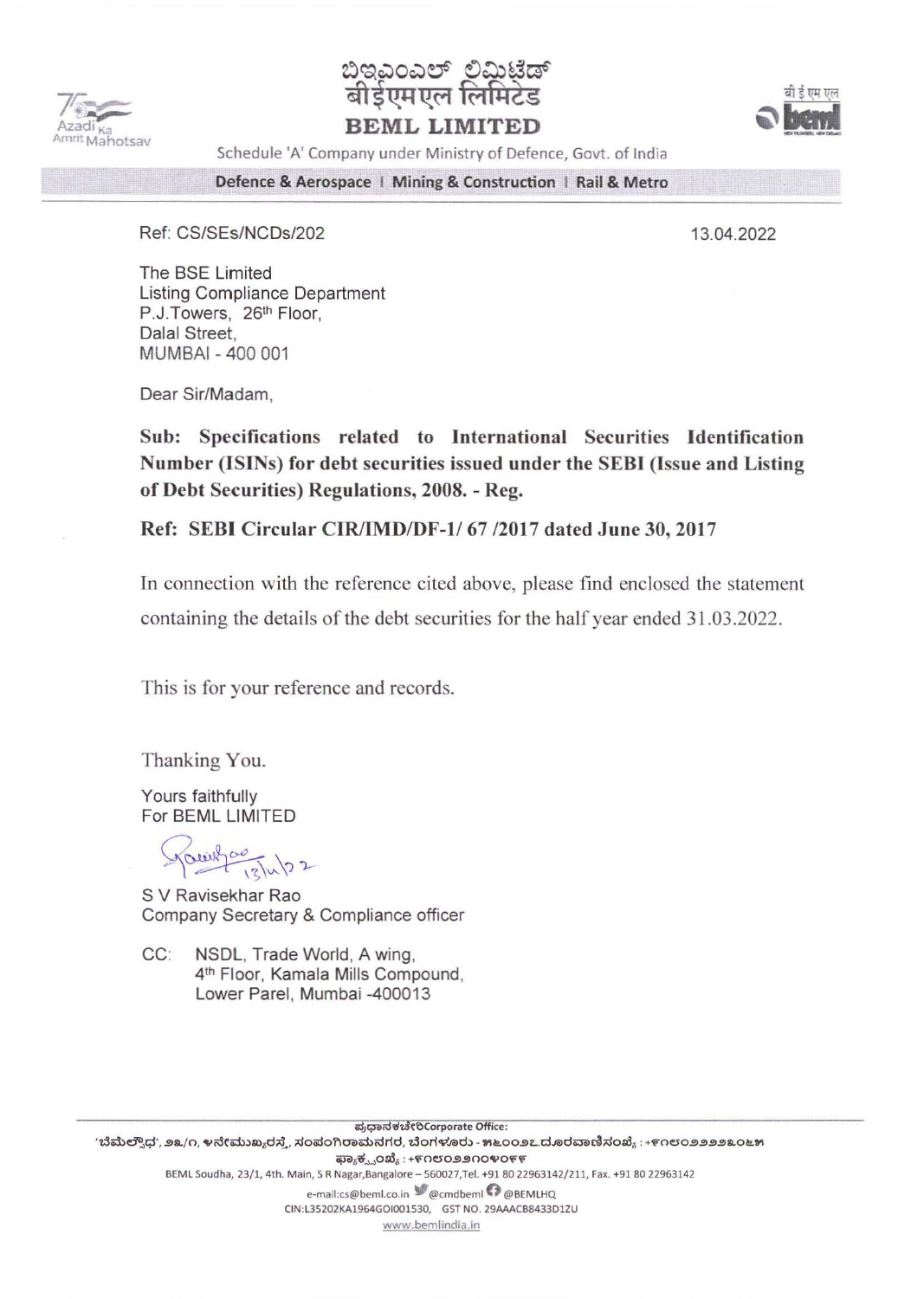ಬಿಇಎಂಎಲ್ ಲಿಮಿಟೆಡ್
बीईएमएल लिमिटेड
**BEML LIMITED**

Schedule 'A' Company under Ministry of Defence, Govt. of India

**Defence & Aerospace | Mining & Construction | Rail & Metro**

Ref: CS/SEs/NCDs/202

13.04.2022

The BSE Limited
Listing Compliance Department
P.J.Towers, 26th Floor,
Dalal Street,
MUMBAI - 400 001

Dear Sir/Madam,

**Sub: Specifications related to International Securities Identification Number (ISINs) for debt securities issued under the SEBI (Issue and Listing of Debt Securities) Regulations, 2008. - Reg.**

**Ref: SEBI Circular CIR/IMD/DF-1/ 67 /2017 dated June 30, 2017**

In connection with the reference cited above, please find enclosed the statement containing the details of the debt securities for the half year ended 31.03.2022.

This is for your reference and records.

Thanking You.

Yours faithfully
For BEML LIMITED

S V Ravisekhar Rao
Company Secretary & Compliance officer

CC: NSDL, Trade World, A wing,
4th Floor, Kamala Mills Compound,
Lower Parel, Mumbai -400013

ಪ್ರಧಾನಕಚೇರಿ Corporate Office:

BEML Soudha, 23/1, 4th. Main, S R Nagar, Bangalore – 560027, Tel. +91 80 22963142/211, Fax. +91 80 22963142
e-mail:cs@beml.co.in @cmdbeml @BEMLHQ
CIN:L35202KA1964GOI001530, GST NO. 29AAACB8433D1ZU
www.bemlindia.in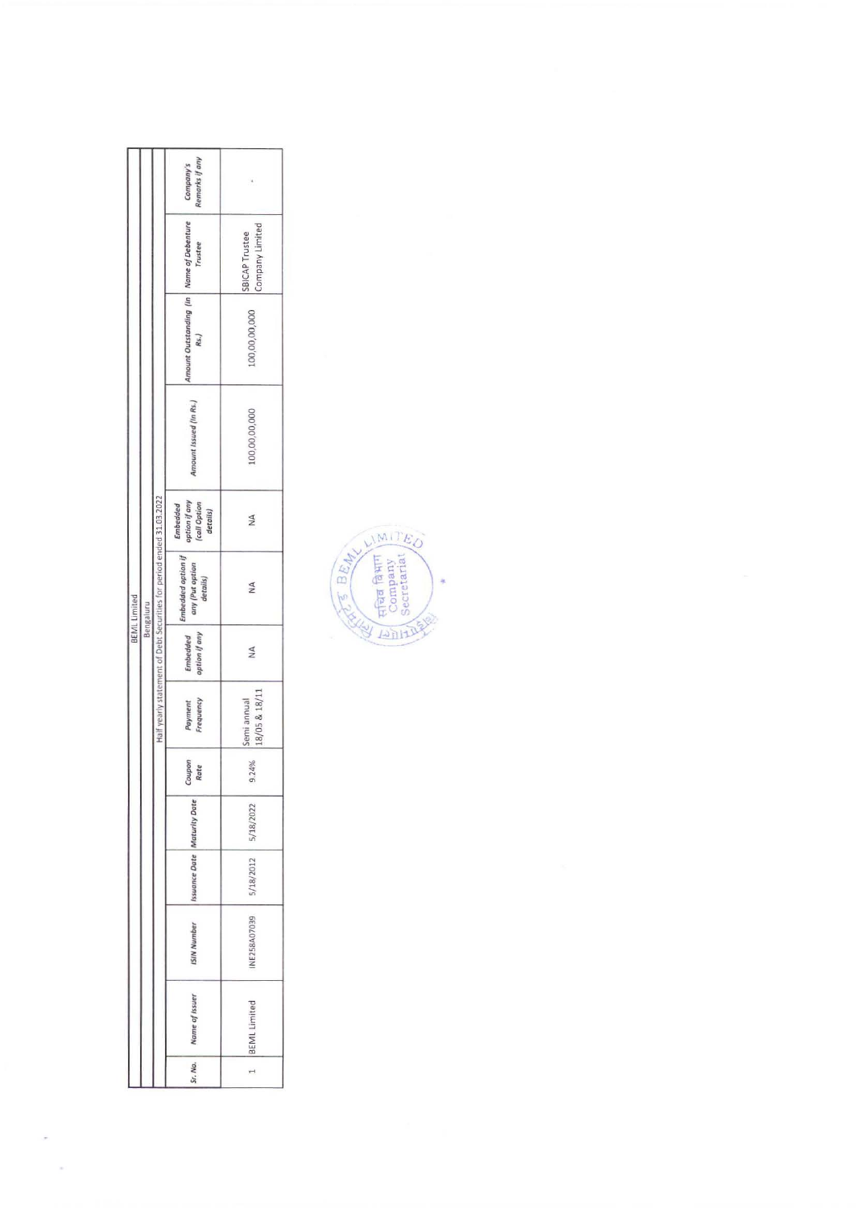| BEML Limited | | | | | | | | | | | | | | |
|---|---|---|---|---|---|---|---|---|---|---|---|---|---|---|
| Bengaluru | | | | | | | | | | | | | | |
| Half yearly statement of Debt Securities for period ended 31.03.2022 | | | | | | | | | | | | | | |
| Sr. No. | Name of Issuer | ISIN Number | Issuance Date | Maturity Date | Coupon Rate | Payment Frequency | Embedded option if any | Embedded option if any (Put option details) | Embedded option if any (call Option details) | Amount Issued (in Rs.) | Amount Outstanding (in Rs.) | Name of Debenture Trustee | Company's Remarks if any |
| 1 | BEML Limited | INE258A07039 | 5/18/2012 | 5/18/2022 | 9.24% | Semi annual 18/05 & 18/11 | NA | NA | NA | 100,00,00,000 | 100,00,00,000 | SBICAP Trustee Company Limited | - |

BEML LIMITED
सचिव विभाग
Company Secretariat